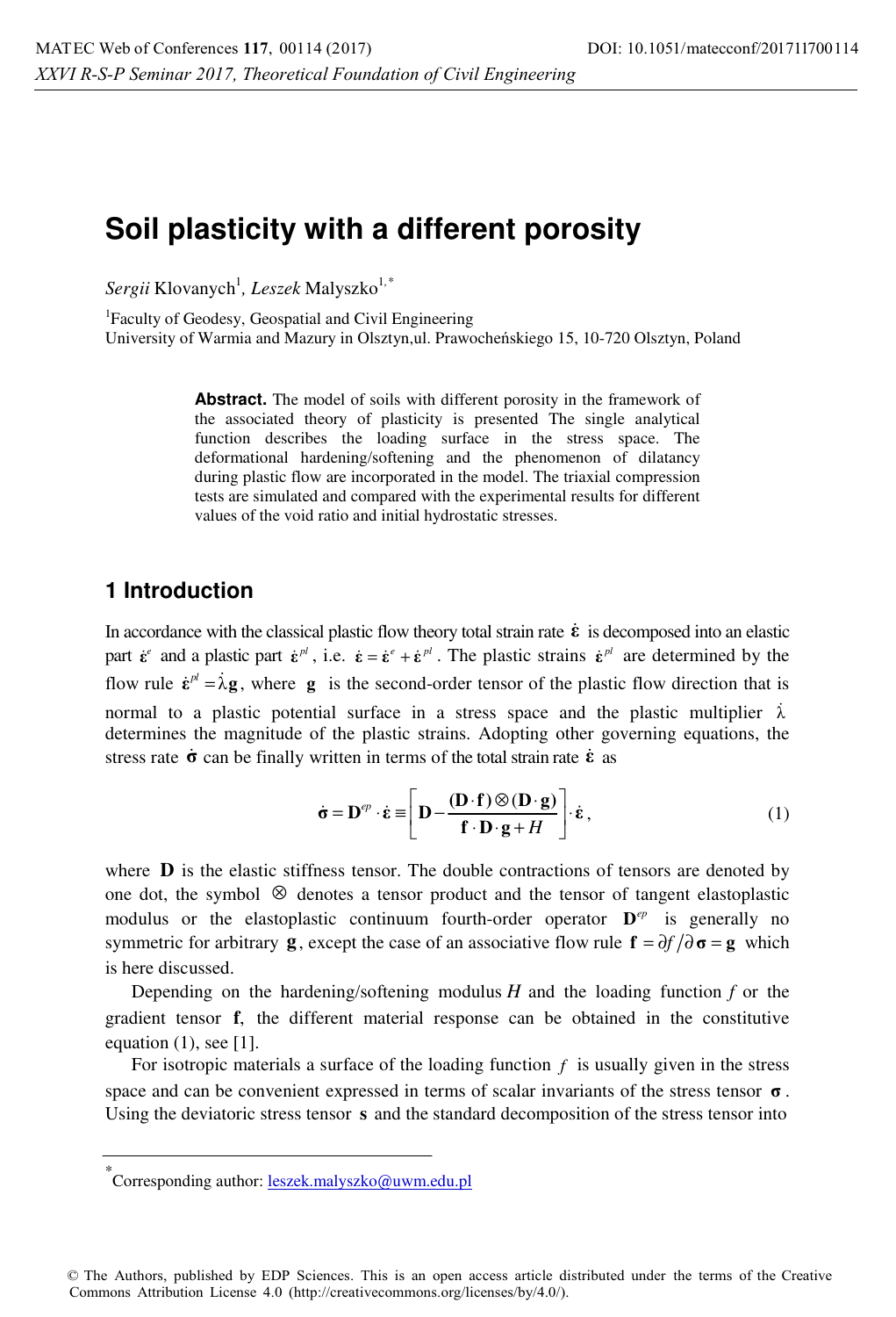# Soil plasticity with a different porosity

*Sergii* Klovanych[1], *Leszek* Malyszko[1,*]

[1]Faculty of Geodesy, Geospatial and Civil Engineering
University of Warmia and Mazury in Olsztyn,ul. Prawocheńskiego 15, 10-720 Olsztyn, Poland

**Abstract.** The model of soils with different porosity in the framework of the associated theory of plasticity is presented The single analytical function describes the loading surface in the stress space. The deformational hardening/softening and the phenomenon of dilatancy during plastic flow are incorporated in the model. The triaxial compression tests are simulated and compared with the experimental results for different values of the void ratio and initial hydrostatic stresses.

## 1 Introduction

In accordance with the classical plastic flow theory total strain rate $\dot{\boldsymbol{\varepsilon}}$ is decomposed into an elastic part $\dot{\boldsymbol{\varepsilon}}^{e}$ and a plastic part $\dot{\boldsymbol{\varepsilon}}^{pl}$, i.e. $\dot{\boldsymbol{\varepsilon}} = \dot{\boldsymbol{\varepsilon}}^{e} + \dot{\boldsymbol{\varepsilon}}^{pl}$. The plastic strains $\dot{\boldsymbol{\varepsilon}}^{pl}$ are determined by the flow rule $\dot{\boldsymbol{\varepsilon}}^{pl} = \dot{\lambda}\mathbf{g}$, where $\mathbf{g}$ is the second-order tensor of the plastic flow direction that is normal to a plastic potential surface in a stress space and the plastic multiplier $\dot{\lambda}$ determines the magnitude of the plastic strains. Adopting other governing equations, the stress rate $\dot{\boldsymbol{\sigma}}$ can be finally written in terms of the total strain rate $\dot{\boldsymbol{\varepsilon}}$ as

$$\dot{\boldsymbol{\sigma}} = \mathbf{D}^{ep} \cdot \dot{\boldsymbol{\varepsilon}} \equiv \left[ \mathbf{D} - \frac{(\mathbf{D} \cdot \mathbf{f}) \otimes (\mathbf{D} \cdot \mathbf{g})}{\mathbf{f} \cdot \mathbf{D} \cdot \mathbf{g} + H} \right] \cdot \dot{\boldsymbol{\varepsilon}}, \tag{1}$$

where $\mathbf{D}$ is the elastic stiffness tensor. The double contractions of tensors are denoted by one dot, the symbol $\otimes$ denotes a tensor product and the tensor of tangent elastoplastic modulus or the elastoplastic continuum fourth-order operator $\mathbf{D}^{ep}$ is generally no symmetric for arbitrary $\mathbf{g}$, except the case of an associative flow rule $\mathbf{f} = \partial f / \partial \boldsymbol{\sigma} = \mathbf{g}$ which is here discussed.

Depending on the hardening/softening modulus $H$ and the loading function $f$ or the gradient tensor $\mathbf{f}$, the different material response can be obtained in the constitutive equation (1), see [1].

For isotropic materials a surface of the loading function $f$ is usually given in the stress space and can be convenient expressed in terms of scalar invariants of the stress tensor $\boldsymbol{\sigma}$. Using the deviatoric stress tensor $\mathbf{s}$ and the standard decomposition of the stress tensor into

[*] Corresponding author: leszek.malyszko@uwm.edu.pl

© The Authors, published by EDP Sciences. This is an open access article distributed under the terms of the Creative Commons Attribution License 4.0 (http://creativecommons.org/licenses/by/4.0/).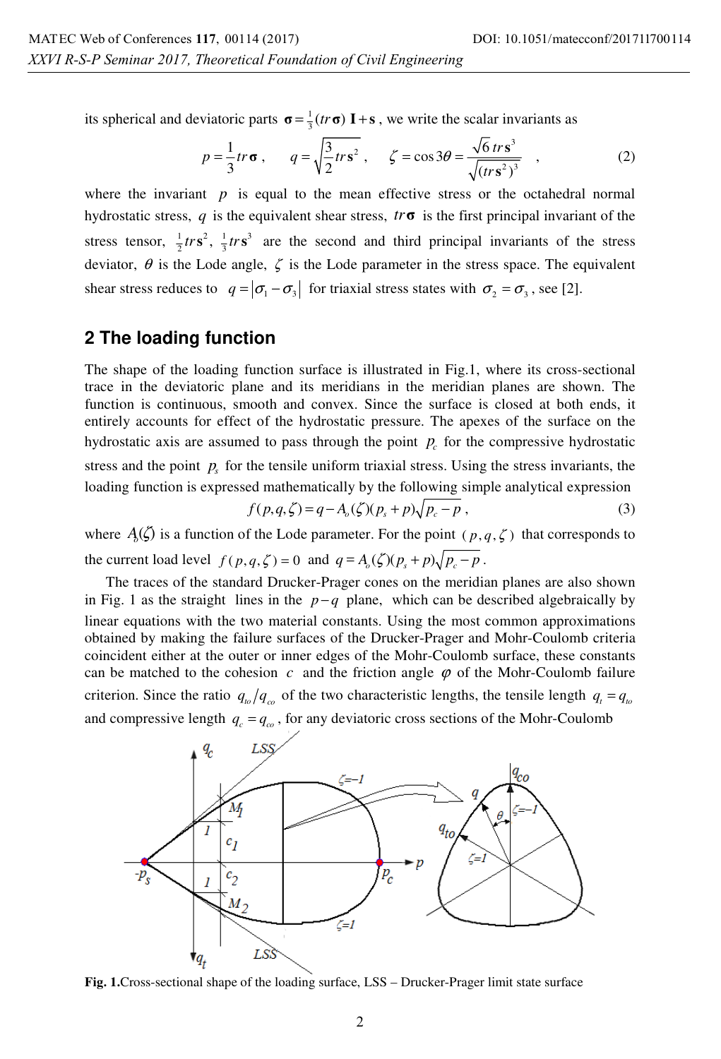its spherical and deviatoric parts $\boldsymbol{\sigma} = \frac{1}{3}(tr\,\boldsymbol{\sigma})\,\mathbf{I} + \mathbf{s}$, we write the scalar invariants as

$$p = \frac{1}{3} tr\,\boldsymbol{\sigma}\,, \qquad q = \sqrt{\frac{3}{2} tr\,\mathbf{s}^2}\,, \qquad \zeta = \cos 3\theta = \frac{\sqrt{6}\, tr\,\mathbf{s}^3}{\sqrt{(tr\,\mathbf{s}^2)^3}} \quad , \tag{2}$$

where the invariant $p$ is equal to the mean effective stress or the octahedral normal hydrostatic stress, $q$ is the equivalent shear stress, $tr\,\boldsymbol{\sigma}$ is the first principal invariant of the stress tensor, $\frac{1}{2}tr\,\mathbf{s}^2$, $\frac{1}{3}tr\,\mathbf{s}^3$ are the second and third principal invariants of the stress deviator, $\theta$ is the Lode angle, $\zeta$ is the Lode parameter in the stress space. The equivalent shear stress reduces to $q = |\sigma_1 - \sigma_3|$ for triaxial stress states with $\sigma_2 = \sigma_3$, see [2].

## 2 The loading function

The shape of the loading function surface is illustrated in Fig.1, where its cross-sectional trace in the deviatoric plane and its meridians in the meridian planes are shown. The function is continuous, smooth and convex. Since the surface is closed at both ends, it entirely accounts for effect of the hydrostatic pressure. The apexes of the surface on the hydrostatic axis are assumed to pass through the point $p_c$ for the compressive hydrostatic stress and the point $p_s$ for the tensile uniform triaxial stress. Using the stress invariants, the loading function is expressed mathematically by the following simple analytical expression

$$f(p,q,\zeta) = q - A_o(\zeta)(p_s + p)\sqrt{p_c - p}\,, \tag{3}$$

where $A_o(\zeta)$ is a function of the Lode parameter. For the point $(p,q,\zeta)$ that corresponds to the current load level $f(p,q,\zeta) = 0$ and $q = A_o(\zeta)(p_s + p)\sqrt{p_c - p}$.

The traces of the standard Drucker-Prager cones on the meridian planes are also shown in Fig. 1 as the straight lines in the $p - q$ plane, which can be described algebraically by linear equations with the two material constants. Using the most common approximations obtained by making the failure surfaces of the Drucker-Prager and Mohr-Coulomb criteria coincident either at the outer or inner edges of the Mohr-Coulomb surface, these constants can be matched to the cohesion $c$ and the friction angle $\varphi$ of the Mohr-Coulomb failure criterion. Since the ratio $q_{to}/q_{co}$ of the two characteristic lengths, the tensile length $q_t = q_{to}$ and compressive length $q_c = q_{co}$, for any deviatoric cross sections of the Mohr-Coulomb

**Fig. 1.**Cross-sectional shape of the loading surface, LSS – Drucker-Prager limit state surface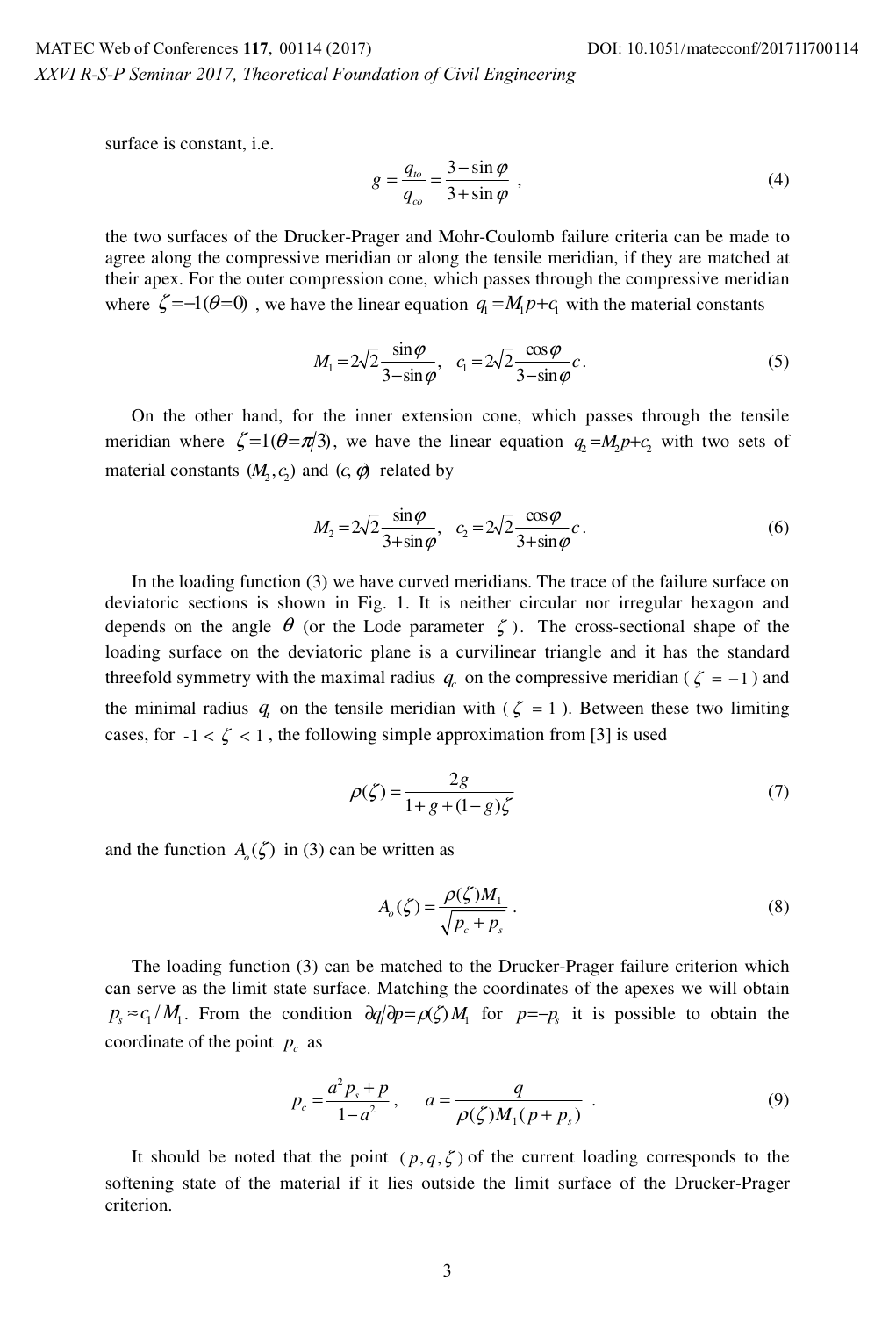surface is constant, i.e.

$$g = \frac{q_{to}}{q_{co}} = \frac{3-\sin\varphi}{3+\sin\varphi} \; , \tag{4}$$

the two surfaces of the Drucker-Prager and Mohr-Coulomb failure criteria can be made to agree along the compressive meridian or along the tensile meridian, if they are matched at their apex. For the outer compression cone, which passes through the compressive meridian where $\zeta=-1(\theta=0)$ , we have the linear equation $q_1=M_1p+c_1$ with the material constants

$$M_1 = 2\sqrt{2}\frac{\sin\varphi}{3-\sin\varphi}, \quad c_1 = 2\sqrt{2}\frac{\cos\varphi}{3-\sin\varphi}c \,. \tag{5}$$

On the other hand, for the inner extension cone, which passes through the tensile meridian where $\zeta=1(\theta=\pi/3)$, we have the linear equation $q_2=M_2p+c_2$ with two sets of material constants $(M_2, c_2)$ and $(c, \varphi)$ related by

$$M_2 = 2\sqrt{2}\frac{\sin\varphi}{3+\sin\varphi}, \quad c_2 = 2\sqrt{2}\frac{\cos\varphi}{3+\sin\varphi}c \,. \tag{6}$$

In the loading function (3) we have curved meridians. The trace of the failure surface on deviatoric sections is shown in Fig. 1. It is neither circular nor irregular hexagon and depends on the angle $\theta$ (or the Lode parameter $\zeta$ ). The cross-sectional shape of the loading surface on the deviatoric plane is a curvilinear triangle and it has the standard threefold symmetry with the maximal radius $q_c$ on the compressive meridian ( $\zeta = -1$ ) and the minimal radius $q_t$ on the tensile meridian with ( $\zeta = 1$ ). Between these two limiting cases, for $-1 < \zeta < 1$ , the following simple approximation from [3] is used

$$\rho(\zeta) = \frac{2g}{1+g+(1-g)\zeta} \tag{7}$$

and the function $A_o(\zeta)$ in (3) can be written as

$$A_o(\zeta) = \frac{\rho(\zeta)M_1}{\sqrt{p_c + p_s}} \,. \tag{8}$$

The loading function (3) can be matched to the Drucker-Prager failure criterion which can serve as the limit state surface. Matching the coordinates of the apexes we will obtain $p_s \approx c_1/M_1$. From the condition $\partial q/\partial p=\rho(\zeta)M_1$ for $p=-p_s$ it is possible to obtain the coordinate of the point $p_c$ as

$$p_c = \frac{a^2 p_s + p}{1-a^2}, \qquad a = \frac{q}{\rho(\zeta)M_1(p+p_s)} \;. \tag{9}$$

It should be noted that the point $(p, q, \zeta)$ of the current loading corresponds to the softening state of the material if it lies outside the limit surface of the Drucker-Prager criterion.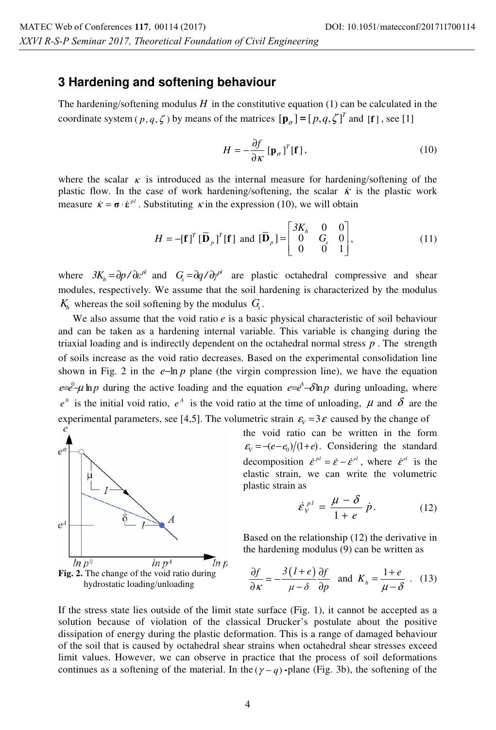## 3 Hardening and softening behaviour

The hardening/softening modulus $H$ in the constitutive equation (1) can be calculated in the coordinate system $(p, q, \zeta)$ by means of the matrices $[\mathbf{p}_\sigma] = [p, q, \zeta]^T$ and $[\mathbf{f}]$, see [1]

$$H = -\frac{\partial f}{\partial \kappa} [\mathbf{p}_\sigma]^T [\mathbf{f}], \tag{10}$$

where the scalar $\kappa$ is introduced as the internal measure for hardening/softening of the plastic flow. In the case of work hardening/softening, the scalar $\dot{\kappa}$ is the plastic work measure $\dot{\kappa} = \boldsymbol{\sigma} \cdot \dot{\boldsymbol{\varepsilon}}^{pl}$. Substituting $\kappa$ in the expression (10), we will obtain

$$H = -[\mathbf{f}]^T [\overline{\mathbf{D}}_p]^T [\mathbf{f}] \text{ and } [\overline{\mathbf{D}}_p] = \begin{bmatrix} 3K_h & 0 & 0 \\ 0 & G_s & 0 \\ 0 & 0 & 1 \end{bmatrix}, \tag{11}$$

where $3K_h = \partial p / \partial \varepsilon^{pl}$ and $G_s = \partial q / \partial \gamma^{pl}$ are plastic octahedral compressive and shear modules, respectively. We assume that the soil hardening is characterized by the modulus $K_h$ whereas the soil softening by the modulus $G_s$.

We also assume that the void ratio $e$ is a basic physical characteristic of soil behaviour and can be taken as a hardening internal variable. This variable is changing during the triaxial loading and is indirectly dependent on the octahedral normal stress $p$. The strength of soils increase as the void ratio decreases. Based on the experimental consolidation line shown in Fig. 2 in the $e - \ln p$ plane (the virgin compression line), we have the equation $e = e^0 - \mu \ln p$ during the active loading and the equation $e = e^A - \delta \ln p$ during unloading, where $e^0$ is the initial void ratio, $e^A$ is the void ratio at the time of unloading, $\mu$ and $\delta$ are the experimental parameters, see [4,5]. The volumetric strain $\varepsilon_V = 3\varepsilon$ caused by the change of the void ratio can be written in the form $\varepsilon_V = -(e - e_0)/(1+e)$. Considering the standard decomposition $\dot{\varepsilon}^{pl} = \dot{\varepsilon} - \dot{\varepsilon}^{el}$, where $\dot{\varepsilon}^{el}$ is the elastic strain, we can write the volumetric plastic strain as

$$\dot{\varepsilon}_V^{pl} = \frac{\mu - \delta}{1 + e} \dot{p}. \tag{12}$$

**Fig. 2.** The change of the void ratio during hydrostatic loading/unloading

Based on the relationship (12) the derivative in the hardening modulus (9) can be written as

$$\frac{\partial f}{\partial \kappa} = -\frac{3(1+e)}{\mu - \delta} \frac{\partial f}{\partial p} \quad \text{and} \quad K_h = \frac{1+e}{\mu - \delta}. \tag{13}$$

If the stress state lies outside of the limit state surface (Fig. 1), it cannot be accepted as a solution because of violation of the classical Drucker's postulate about the positive dissipation of energy during the plastic deformation. This is a range of damaged behaviour of the soil that is caused by octahedral shear strains when octahedral shear stresses exceed limit values. However, we can observe in practice that the process of soil deformations continues as a softening of the material. In the $(\gamma - q)$ -plane (Fig. 3b), the softening of the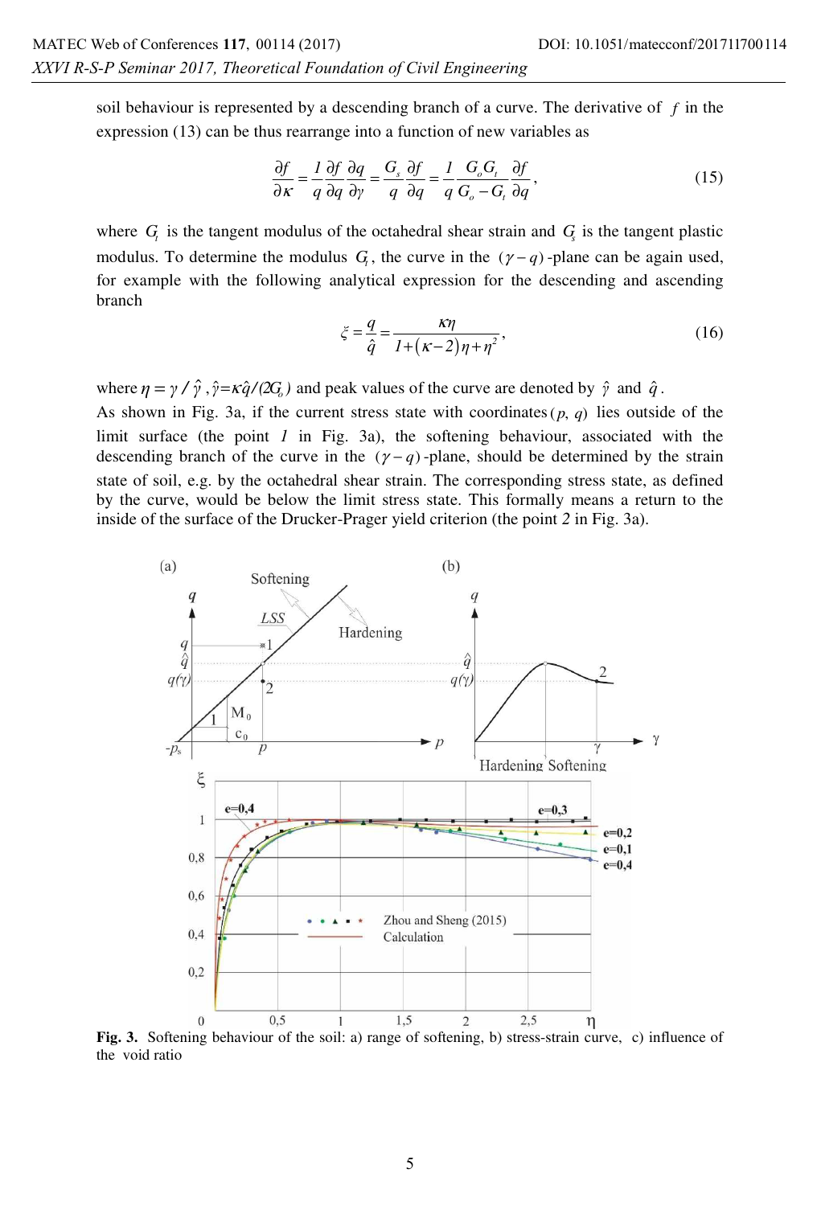soil behaviour is represented by a descending branch of a curve. The derivative of $f$ in the expression (13) can be thus rearrange into a function of new variables as

$$\frac{\partial f}{\partial \kappa} = \frac{1}{q}\frac{\partial f}{\partial q}\frac{\partial q}{\partial \gamma} = \frac{G_s}{q}\frac{\partial f}{\partial q} = \frac{1}{q}\frac{G_o G_t}{G_o - G_t}\frac{\partial f}{\partial q}, \tag{15}$$

where $G_t$ is the tangent modulus of the octahedral shear strain and $G_s$ is the tangent plastic modulus. To determine the modulus $G_t$, the curve in the $(\gamma - q)$-plane can be again used, for example with the following analytical expression for the descending and ascending branch

$$\xi = \frac{q}{\hat{q}} = \frac{\kappa \eta}{1 + (\kappa - 2)\eta + \eta^2}, \tag{16}$$

where $\eta = \gamma / \hat{\gamma}$ , $\hat{\gamma} = \kappa \hat{q} / (2G_o)$ and peak values of the curve are denoted by $\hat{\gamma}$ and $\hat{q}$.

As shown in Fig. 3a, if the current stress state with coordinates $(p, q)$ lies outside of the limit surface (the point *1* in Fig. 3a), the softening behaviour, associated with the descending branch of the curve in the $(\gamma - q)$-plane, should be determined by the strain state of soil, e.g. by the octahedral shear strain. The corresponding stress state, as defined by the curve, would be below the limit stress state. This formally means a return to the inside of the surface of the Drucker-Prager yield criterion (the point *2* in Fig. 3a).

**Fig. 3.** Softening behaviour of the soil: a) range of softening, b) stress-strain curve, c) influence of the void ratio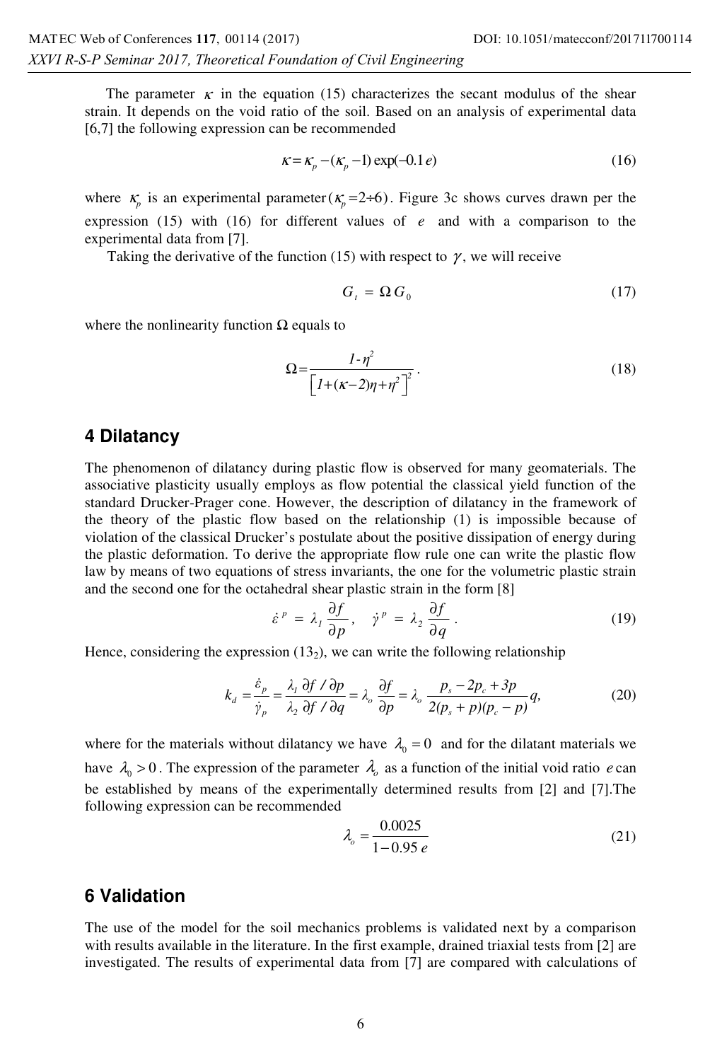The parameter $\kappa$ in the equation (15) characterizes the secant modulus of the shear strain. It depends on the void ratio of the soil. Based on an analysis of experimental data [6,7] the following expression can be recommended

$$\kappa = \kappa_p - (\kappa_p - 1)\exp(-0.1\,e) \tag{16}$$

where $\kappa_p$ is an experimental parameter ($\kappa_p = 2 \div 6$). Figure 3c shows curves drawn per the expression (15) with (16) for different values of $e$ and with a comparison to the experimental data from [7].

Taking the derivative of the function (15) with respect to $\gamma$, we will receive

$$G_t = \Omega\, G_0 \tag{17}$$

where the nonlinearity function $\Omega$ equals to

$$\Omega = \frac{1 - \eta^2}{\left[1 + (\kappa - 2)\eta + \eta^2\right]^2}\,. \tag{18}$$

## 4 Dilatancy

The phenomenon of dilatancy during plastic flow is observed for many geomaterials. The associative plasticity usually employs as flow potential the classical yield function of the standard Drucker-Prager cone. However, the description of dilatancy in the framework of the theory of the plastic flow based on the relationship (1) is impossible because of violation of the classical Drucker's postulate about the positive dissipation of energy during the plastic deformation. To derive the appropriate flow rule one can write the plastic flow law by means of two equations of stress invariants, the one for the volumetric plastic strain and the second one for the octahedral shear plastic strain in the form [8]

$$\dot{\varepsilon}^{\,p} = \lambda_1 \frac{\partial f}{\partial p}, \quad \dot{\gamma}^{\,p} = \lambda_2 \frac{\partial f}{\partial q}\,. \tag{19}$$

Hence, considering the expression ($13_2$), we can write the following relationship

$$k_d = \frac{\dot{\varepsilon}_p}{\dot{\gamma}_p} = \frac{\lambda_1\, \partial f / \partial p}{\lambda_2\, \partial f / \partial q} = \lambda_o \frac{\partial f}{\partial p} = \lambda_o \frac{p_s - 2p_c + 3p}{2(p_s + p)(p_c - p)}q, \tag{20}$$

where for the materials without dilatancy we have $\lambda_0 = 0$ and for the dilatant materials we have $\lambda_0 > 0$. The expression of the parameter $\lambda_o$ as a function of the initial void ratio $e$ can be established by means of the experimentally determined results from [2] and [7]. The following expression can be recommended

$$\lambda_o = \frac{0.0025}{1 - 0.95\,e} \tag{21}$$

## 6 Validation

The use of the model for the soil mechanics problems is validated next by a comparison with results available in the literature. In the first example, drained triaxial tests from [2] are investigated. The results of experimental data from [7] are compared with calculations of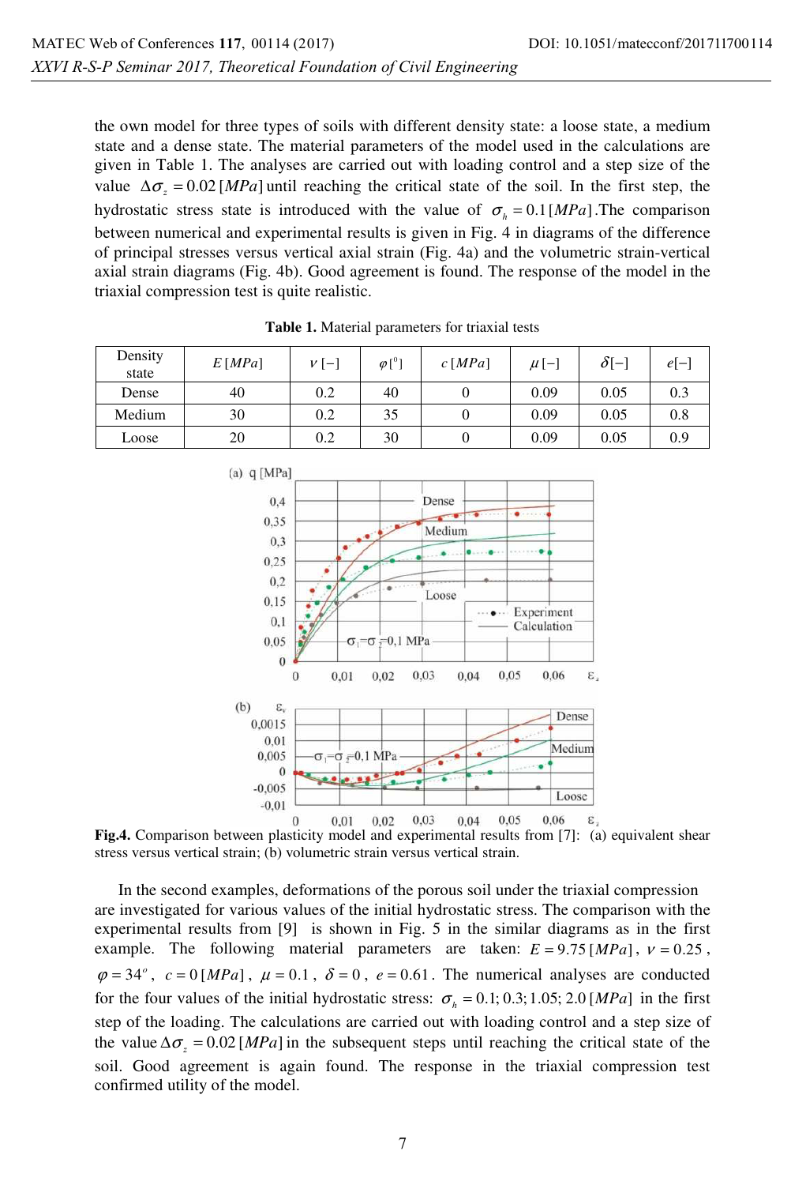the own model for three types of soils with different density state: a loose state, a medium state and a dense state. The material parameters of the model used in the calculations are given in Table 1. The analyses are carried out with loading control and a step size of the value $\Delta\sigma_z = 0.02\,[MPa]$ until reaching the critical state of the soil. In the first step, the hydrostatic stress state is introduced with the value of $\sigma_h = 0.1\,[MPa]$.The comparison between numerical and experimental results is given in Fig. 4 in diagrams of the difference of principal stresses versus vertical axial strain (Fig. 4a) and the volumetric strain-vertical axial strain diagrams (Fig. 4b). Good agreement is found. The response of the model in the triaxial compression test is quite realistic.

**Table 1.** Material parameters for triaxial tests

| Density state | $E\,[MPa]$ | $\nu\,[-]$ | $\varphi\,[^0]$ | $c\,[MPa]$ | $\mu\,[-]$ | $\delta[-]$ | $e[-]$ |
|---|---|---|---|---|---|---|---|
| Dense | 40 | 0.2 | 40 | 0 | 0.09 | 0.05 | 0.3 |
| Medium | 30 | 0.2 | 35 | 0 | 0.09 | 0.05 | 0.8 |
| Loose | 20 | 0.2 | 30 | 0 | 0.09 | 0.05 | 0.9 |

**Fig.4.** Comparison between plasticity model and experimental results from [7]: (a) equivalent shear stress versus vertical strain; (b) volumetric strain versus vertical strain.

In the second examples, deformations of the porous soil under the triaxial compression are investigated for various values of the initial hydrostatic stress. The comparison with the experimental results from [9] is shown in Fig. 5 in the similar diagrams as in the first example. The following material parameters are taken: $E = 9.75\,[MPa]$, $\nu = 0.25$, $\varphi = 34^o$, $c = 0\,[MPa]$, $\mu = 0.1$, $\delta = 0$, $e = 0.61$. The numerical analyses are conducted for the four values of the initial hydrostatic stress: $\sigma_h = 0.1; 0.3; 1.05; 2.0\,[MPa]$ in the first step of the loading. The calculations are carried out with loading control and a step size of the value $\Delta\sigma_z = 0.02\,[MPa]$ in the subsequent steps until reaching the critical state of the soil. Good agreement is again found. The response in the triaxial compression test confirmed utility of the model.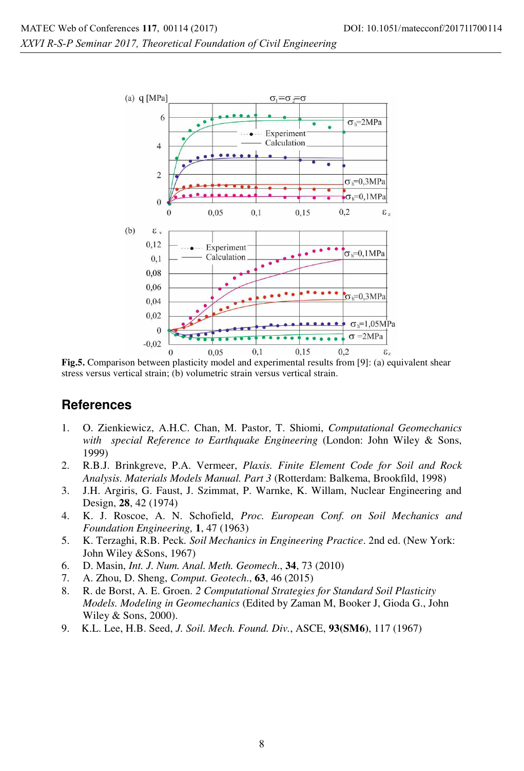(a) q [MPa]

$\sigma_1=\sigma_2=\sigma$

6

4

2

0

0 0,05 0,1 0,15 0,2 $\varepsilon_z$

Experiment

Calculation

$\sigma_h$=2MPa

$\sigma_h$=0,3MPa

$\sigma_h$=0,1MPa

(b) $\varepsilon_v$

0,12

0,1

0,08

0,06

0,04

0,02

0

-0,02

0 0,05 0,1 0,15 0,2 $\varepsilon_z$

Experiment

Calculation

$\sigma_h$=0,1MPa

$\sigma_h$=0,3MPa

$\sigma_h$=1,05MPa

$\sigma$ =2MPa

**Fig.5.** Comparison between plasticity model and experimental results from [9]: (a) equivalent shear stress versus vertical strain; (b) volumetric strain versus vertical strain.

## References

1. O. Zienkiewicz, A.H.C. Chan, M. Pastor, T. Shiomi, *Computational Geomechanics with special Reference to Earthquake Engineering* (London: John Wiley & Sons, 1999)
2. R.B.J. Brinkgreve, P.A. Vermeer, *Plaxis. Finite Element Code for Soil and Rock Analysis. Materials Models Manual. Part 3* (Rotterdam: Balkema, Brookfild, 1998)
3. J.H. Argiris, G. Faust, J. Szimmat, P. Warnke, K. Willam, Nuclear Engineering and Design, **28**, 42 (1974)
4. K. J. Roscoe, A. N. Schofield, *Proc. European Conf. on Soil Mechanics and Foundation Engineering,* **1**, 47 (1963)
5. K. Terzaghi, R.B. Peck. *Soil Mechanics in Engineering Practice*. 2nd ed. (New York: John Wiley &Sons, 1967)
6. D. Masin, *Int. J. Num. Anal. Meth. Geomech*., **34**, 73 (2010)
7. A. Zhou, D. Sheng, *Comput. Geotech*., **63**, 46 (2015)
8. R. de Borst, A. E. Groen. *2 Computational Strategies for Standard Soil Plasticity Models. Modeling in Geomechanics* (Edited by Zaman M, Booker J, Gioda G., John Wiley & Sons, 2000).
9. K.L. Lee, H.B. Seed, *J. Soil. Mech. Found. Div*., ASCE, **93(SM6)**, 117 (1967)